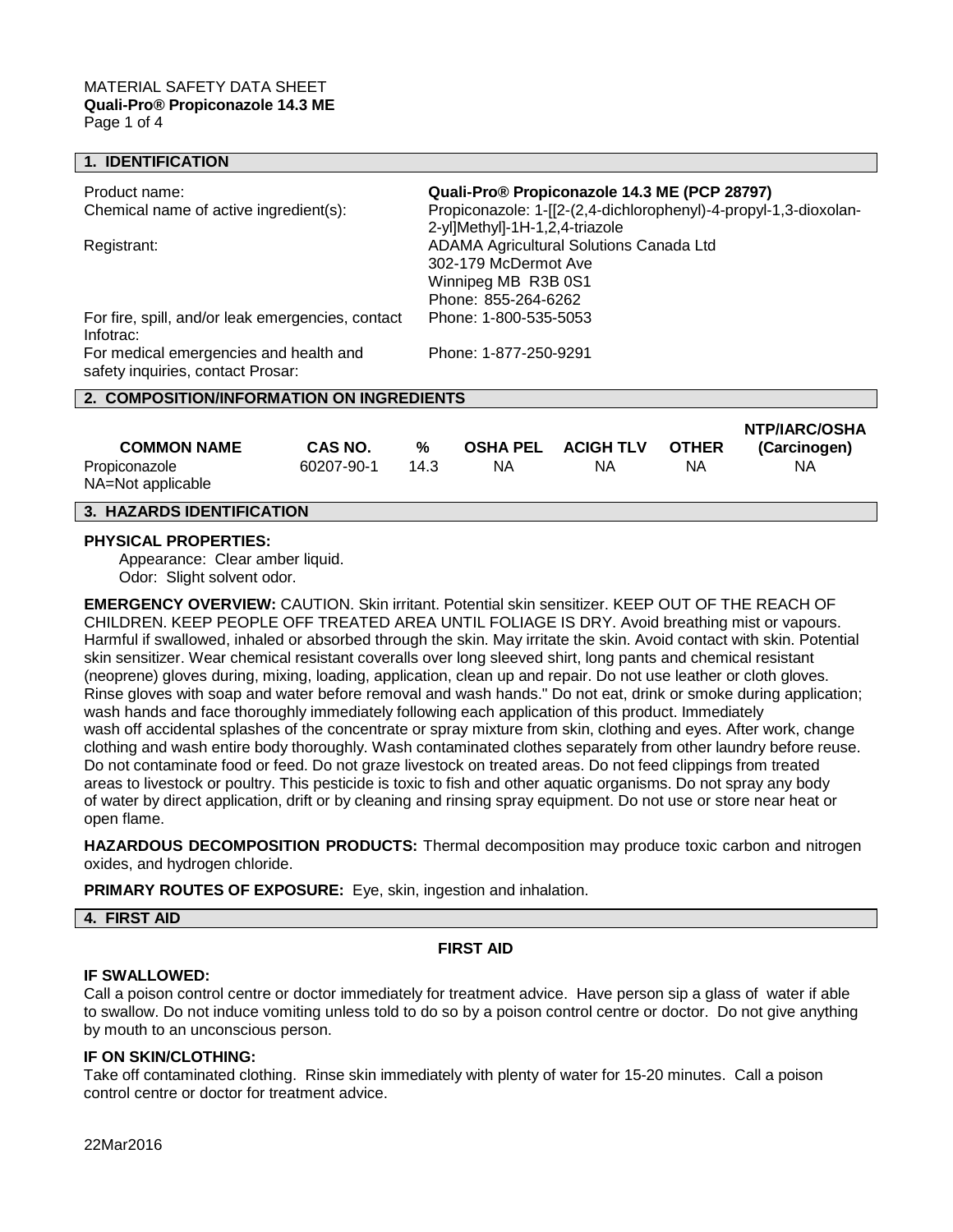MATERIAL SAFETY DATA SHEET
**Quali-Pro® Propiconazole 14.3 ME**

## 1. IDENTIFICATION

| | |
|---|---|
| Product name: | **Quali-Pro® Propiconazole 14.3 ME (PCP 28797)** |
| Chemical name of active ingredient(s): | Propiconazole: 1-[[2-(2,4-dichlorophenyl)-4-propyl-1,3-dioxolan-2-yl]Methyl]-1H-1,2,4-triazole |
| Registrant: | ADAMA Agricultural Solutions Canada Ltd<br>302-179 McDermot Ave<br>Winnipeg MB R3B 0S1<br>Phone: 855-264-6262 |
| For fire, spill, and/or leak emergencies, contact Infotrac: | Phone: 1-800-535-5053 |
| For medical emergencies and health and safety inquiries, contact Prosar: | Phone: 1-877-250-9291 |

## 2. COMPOSITION/INFORMATION ON INGREDIENTS

| COMMON NAME | CAS NO. | % | OSHA PEL | ACIGH TLV | OTHER | NTP/IARC/OSHA (Carcinogen) |
|---|---|---|---|---|---|---|
| Propiconazole | 60207-90-1 | 14.3 | NA | NA | NA | NA |

NA=Not applicable

## 3. HAZARDS IDENTIFICATION

**PHYSICAL PROPERTIES:**

Appearance: Clear amber liquid.
Odor: Slight solvent odor.

**EMERGENCY OVERVIEW:** CAUTION. Skin irritant. Potential skin sensitizer. KEEP OUT OF THE REACH OF CHILDREN. KEEP PEOPLE OFF TREATED AREA UNTIL FOLIAGE IS DRY. Avoid breathing mist or vapours. Harmful if swallowed, inhaled or absorbed through the skin. May irritate the skin. Avoid contact with skin. Potential skin sensitizer. Wear chemical resistant coveralls over long sleeved shirt, long pants and chemical resistant (neoprene) gloves during, mixing, loading, application, clean up and repair. Do not use leather or cloth gloves. Rinse gloves with soap and water before removal and wash hands." Do not eat, drink or smoke during application; wash hands and face thoroughly immediately following each application of this product. Immediately wash off accidental splashes of the concentrate or spray mixture from skin, clothing and eyes. After work, change clothing and wash entire body thoroughly. Wash contaminated clothes separately from other laundry before reuse. Do not contaminate food or feed. Do not graze livestock on treated areas. Do not feed clippings from treated areas to livestock or poultry. This pesticide is toxic to fish and other aquatic organisms. Do not spray any body of water by direct application, drift or by cleaning and rinsing spray equipment. Do not use or store near heat or open flame.

**HAZARDOUS DECOMPOSITION PRODUCTS:** Thermal decomposition may produce toxic carbon and nitrogen oxides, and hydrogen chloride.

**PRIMARY ROUTES OF EXPOSURE:** Eye, skin, ingestion and inhalation.

## 4. FIRST AID

**FIRST AID**

**IF SWALLOWED:**
Call a poison control centre or doctor immediately for treatment advice. Have person sip a glass of water if able to swallow. Do not induce vomiting unless told to do so by a poison control centre or doctor. Do not give anything by mouth to an unconscious person.

**IF ON SKIN/CLOTHING:**
Take off contaminated clothing. Rinse skin immediately with plenty of water for 15-20 minutes. Call a poison control centre or doctor for treatment advice.

22Mar2016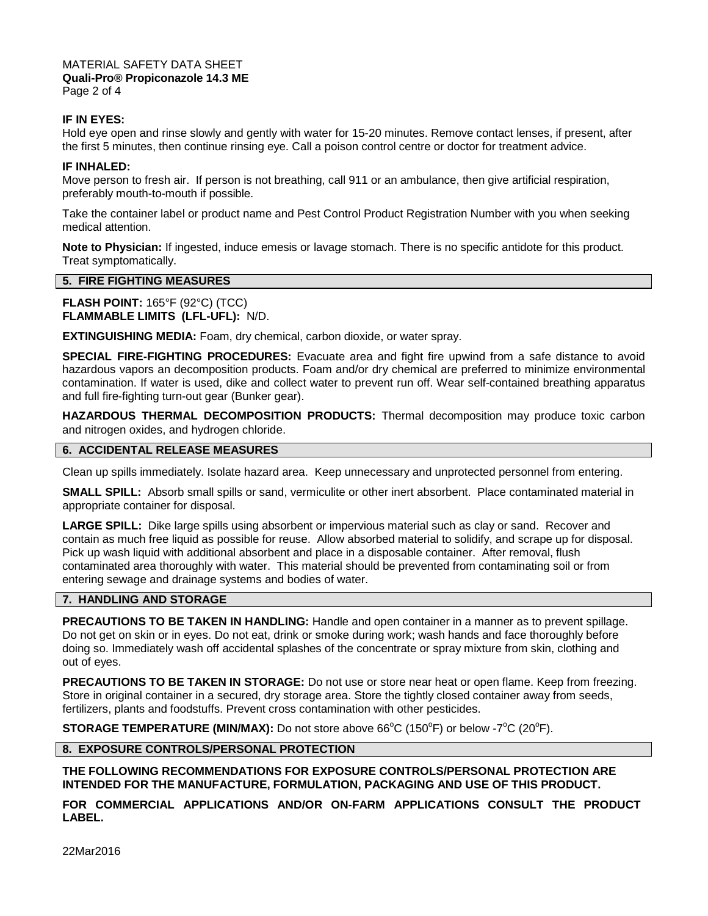**IF IN EYES:**
Hold eye open and rinse slowly and gently with water for 15-20 minutes. Remove contact lenses, if present, after the first 5 minutes, then continue rinsing eye. Call a poison control centre or doctor for treatment advice.

**IF INHALED:**
Move person to fresh air. If person is not breathing, call 911 or an ambulance, then give artificial respiration, preferably mouth-to-mouth if possible.

Take the container label or product name and Pest Control Product Registration Number with you when seeking medical attention.

**Note to Physician:** If ingested, induce emesis or lavage stomach. There is no specific antidote for this product. Treat symptomatically.

## 5. FIRE FIGHTING MEASURES

**FLASH POINT:** 165°F (92°C) (TCC)
**FLAMMABLE LIMITS (LFL-UFL):** N/D.

**EXTINGUISHING MEDIA:** Foam, dry chemical, carbon dioxide, or water spray.

**SPECIAL FIRE-FIGHTING PROCEDURES:** Evacuate area and fight fire upwind from a safe distance to avoid hazardous vapors an decomposition products. Foam and/or dry chemical are preferred to minimize environmental contamination. If water is used, dike and collect water to prevent run off. Wear self-contained breathing apparatus and full fire-fighting turn-out gear (Bunker gear).

**HAZARDOUS THERMAL DECOMPOSITION PRODUCTS:** Thermal decomposition may produce toxic carbon and nitrogen oxides, and hydrogen chloride.

## 6. ACCIDENTAL RELEASE MEASURES

Clean up spills immediately. Isolate hazard area. Keep unnecessary and unprotected personnel from entering.

**SMALL SPILL:** Absorb small spills or sand, vermiculite or other inert absorbent. Place contaminated material in appropriate container for disposal.

**LARGE SPILL:** Dike large spills using absorbent or impervious material such as clay or sand. Recover and contain as much free liquid as possible for reuse. Allow absorbed material to solidify, and scrape up for disposal. Pick up wash liquid with additional absorbent and place in a disposable container. After removal, flush contaminated area thoroughly with water. This material should be prevented from contaminating soil or from entering sewage and drainage systems and bodies of water.

## 7. HANDLING AND STORAGE

**PRECAUTIONS TO BE TAKEN IN HANDLING:** Handle and open container in a manner as to prevent spillage. Do not get on skin or in eyes. Do not eat, drink or smoke during work; wash hands and face thoroughly before doing so. Immediately wash off accidental splashes of the concentrate or spray mixture from skin, clothing and out of eyes.

**PRECAUTIONS TO BE TAKEN IN STORAGE:** Do not use or store near heat or open flame. Keep from freezing. Store in original container in a secured, dry storage area. Store the tightly closed container away from seeds, fertilizers, plants and foodstuffs. Prevent cross contamination with other pesticides.

**STORAGE TEMPERATURE (MIN/MAX):** Do not store above 66°C (150°F) or below -7°C (20°F).

## 8. EXPOSURE CONTROLS/PERSONAL PROTECTION

**THE FOLLOWING RECOMMENDATIONS FOR EXPOSURE CONTROLS/PERSONAL PROTECTION ARE INTENDED FOR THE MANUFACTURE, FORMULATION, PACKAGING AND USE OF THIS PRODUCT.**

**FOR COMMERCIAL APPLICATIONS AND/OR ON-FARM APPLICATIONS CONSULT THE PRODUCT LABEL.**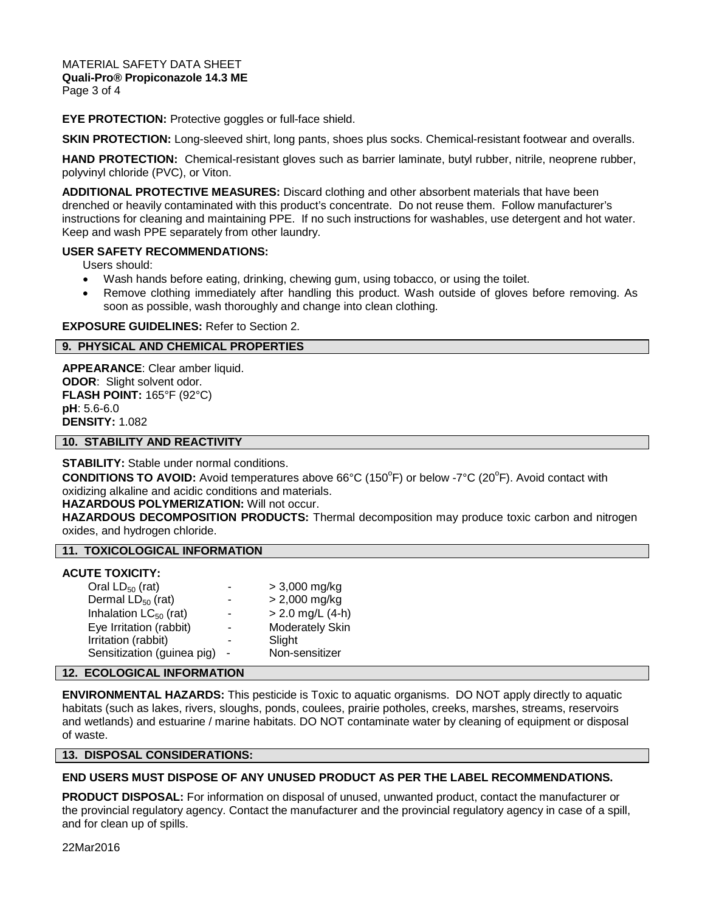**EYE PROTECTION:** Protective goggles or full-face shield.

**SKIN PROTECTION:** Long-sleeved shirt, long pants, shoes plus socks. Chemical-resistant footwear and overalls.

**HAND PROTECTION:** Chemical-resistant gloves such as barrier laminate, butyl rubber, nitrile, neoprene rubber, polyvinyl chloride (PVC), or Viton.

**ADDITIONAL PROTECTIVE MEASURES:** Discard clothing and other absorbent materials that have been drenched or heavily contaminated with this product's concentrate. Do not reuse them. Follow manufacturer's instructions for cleaning and maintaining PPE. If no such instructions for washables, use detergent and hot water. Keep and wash PPE separately from other laundry.

**USER SAFETY RECOMMENDATIONS:**

Users should:

- Wash hands before eating, drinking, chewing gum, using tobacco, or using the toilet.
- Remove clothing immediately after handling this product. Wash outside of gloves before removing. As soon as possible, wash thoroughly and change into clean clothing.

**EXPOSURE GUIDELINES:** Refer to Section 2.

## 9. PHYSICAL AND CHEMICAL PROPERTIES

**APPEARANCE**: Clear amber liquid.
**ODOR**: Slight solvent odor.
**FLASH POINT:** 165°F (92°C)
**pH**: 5.6-6.0
**DENSITY:** 1.082

## 10. STABILITY AND REACTIVITY

**STABILITY:** Stable under normal conditions.

**CONDITIONS TO AVOID:** Avoid temperatures above 66°C (150°F) or below -7°C (20°F). Avoid contact with oxidizing alkaline and acidic conditions and materials.

**HAZARDOUS POLYMERIZATION:** Will not occur.

**HAZARDOUS DECOMPOSITION PRODUCTS:** Thermal decomposition may produce toxic carbon and nitrogen oxides, and hydrogen chloride.

## 11. TOXICOLOGICAL INFORMATION

**ACUTE TOXICITY:**

| | | |
|---|---|---|
| Oral $LD_{50}$ (rat) | - | > 3,000 mg/kg |
| Dermal $LD_{50}$ (rat) | - | > 2,000 mg/kg |
| Inhalation $LC_{50}$ (rat) | - | > 2.0 mg/L (4-h) |
| Eye Irritation (rabbit) | - | Moderately Skin |
| Irritation (rabbit) | - | Slight |
| Sensitization (guinea pig) | - | Non-sensitizer |

## 12. ECOLOGICAL INFORMATION

**ENVIRONMENTAL HAZARDS:** This pesticide is Toxic to aquatic organisms. DO NOT apply directly to aquatic habitats (such as lakes, rivers, sloughs, ponds, coulees, prairie potholes, creeks, marshes, streams, reservoirs and wetlands) and estuarine / marine habitats. DO NOT contaminate water by cleaning of equipment or disposal of waste.

## 13. DISPOSAL CONSIDERATIONS:

**END USERS MUST DISPOSE OF ANY UNUSED PRODUCT AS PER THE LABEL RECOMMENDATIONS.**

**PRODUCT DISPOSAL:** For information on disposal of unused, unwanted product, contact the manufacturer or the provincial regulatory agency. Contact the manufacturer and the provincial regulatory agency in case of a spill, and for clean up of spills.

22Mar2016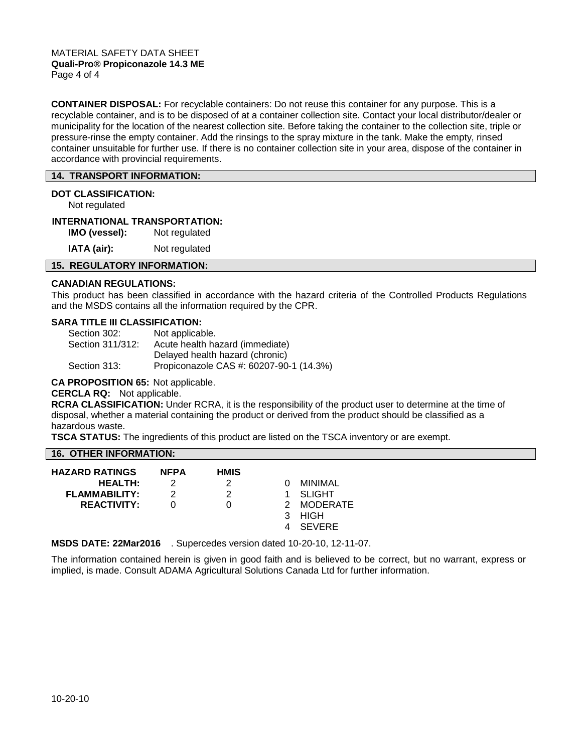**CONTAINER DISPOSAL:** For recyclable containers: Do not reuse this container for any purpose. This is a recyclable container, and is to be disposed of at a container collection site. Contact your local distributor/dealer or municipality for the location of the nearest collection site. Before taking the container to the collection site, triple or pressure-rinse the empty container. Add the rinsings to the spray mixture in the tank. Make the empty, rinsed container unsuitable for further use. If there is no container collection site in your area, dispose of the container in accordance with provincial requirements.

## 14. TRANSPORT INFORMATION:

**DOT CLASSIFICATION:**
Not regulated

**INTERNATIONAL TRANSPORTATION:**

**IMO (vessel):** Not regulated

**IATA (air):** Not regulated

## 15. REGULATORY INFORMATION:

**CANADIAN REGULATIONS:**
This product has been classified in accordance with the hazard criteria of the Controlled Products Regulations and the MSDS contains all the information required by the CPR.

**SARA TITLE III CLASSIFICATION:**

| | |
|---|---|
| Section 302: | Not applicable. |
| Section 311/312: | Acute health hazard (immediate) |
| | Delayed health hazard (chronic) |
| Section 313: | Propiconazole CAS #: 60207-90-1 (14.3%) |

**CA PROPOSITION 65:** Not applicable.

**CERCLA RQ:** Not applicable.

**RCRA CLASSIFICATION:** Under RCRA, it is the responsibility of the product user to determine at the time of disposal, whether a material containing the product or derived from the product should be classified as a hazardous waste.

**TSCA STATUS:** The ingredients of this product are listed on the TSCA inventory or are exempt.

## 16. OTHER INFORMATION:

| HAZARD RATINGS | NFPA | HMIS | | |
|---|---|---|---|---|
| HEALTH: | 2 | 2 | 0 | MINIMAL |
| FLAMMABILITY: | 2 | 2 | 1 | SLIGHT |
| REACTIVITY: | 0 | 0 | 2 | MODERATE |
| | | | 3 | HIGH |
| | | | 4 | SEVERE |

**MSDS DATE: 22Mar2016** . Supercedes version dated 10-20-10, 12-11-07.

The information contained herein is given in good faith and is believed to be correct, but no warrant, express or implied, is made. Consult ADAMA Agricultural Solutions Canada Ltd for further information.

10-20-10